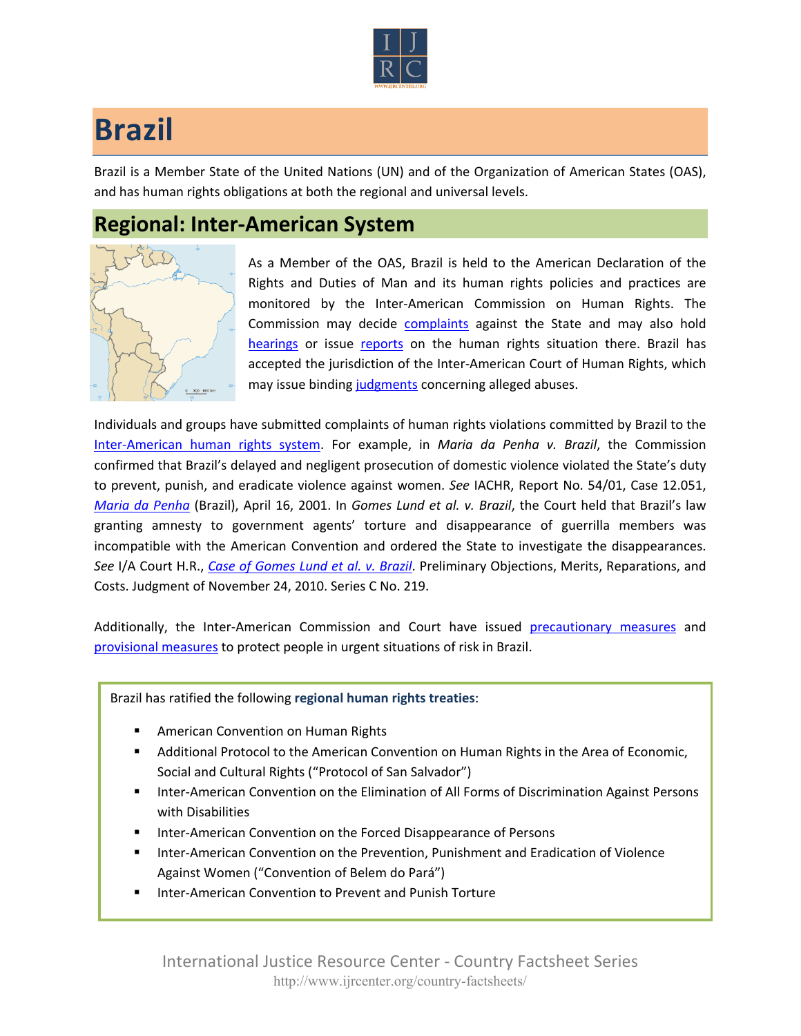# Brazil

Brazil is a Member State of the United Nations (UN) and of the Organization of American States (OAS), and has human rights obligations at both the regional and universal levels.

## Regional: Inter-American System

As a Member of the OAS, Brazil is held to the American Declaration of the Rights and Duties of Man and its human rights policies and practices are monitored by the Inter-American Commission on Human Rights. The Commission may decide complaints against the State and may also hold hearings or issue reports on the human rights situation there. Brazil has accepted the jurisdiction of the Inter-American Court of Human Rights, which may issue binding judgments concerning alleged abuses.

Individuals and groups have submitted complaints of human rights violations committed by Brazil to the Inter-American human rights system. For example, in *Maria da Penha v. Brazil*, the Commission confirmed that Brazil's delayed and negligent prosecution of domestic violence violated the State's duty to prevent, punish, and eradicate violence against women. *See* IACHR, Report No. 54/01, Case 12.051, *Maria da Penha* (Brazil), April 16, 2001. In *Gomes Lund et al. v. Brazil*, the Court held that Brazil's law granting amnesty to government agents' torture and disappearance of guerrilla members was incompatible with the American Convention and ordered the State to investigate the disappearances. *See* I/A Court H.R., *Case of Gomes Lund et al. v. Brazil*. Preliminary Objections, Merits, Reparations, and Costs. Judgment of November 24, 2010. Series C No. 219.

Additionally, the Inter-American Commission and Court have issued precautionary measures and provisional measures to protect people in urgent situations of risk in Brazil.

Brazil has ratified the following **regional human rights treaties**:

- American Convention on Human Rights
- Additional Protocol to the American Convention on Human Rights in the Area of Economic, Social and Cultural Rights ("Protocol of San Salvador")
- Inter-American Convention on the Elimination of All Forms of Discrimination Against Persons with Disabilities
- Inter-American Convention on the Forced Disappearance of Persons
- Inter-American Convention on the Prevention, Punishment and Eradication of Violence Against Women ("Convention of Belem do Pará")
- Inter-American Convention to Prevent and Punish Torture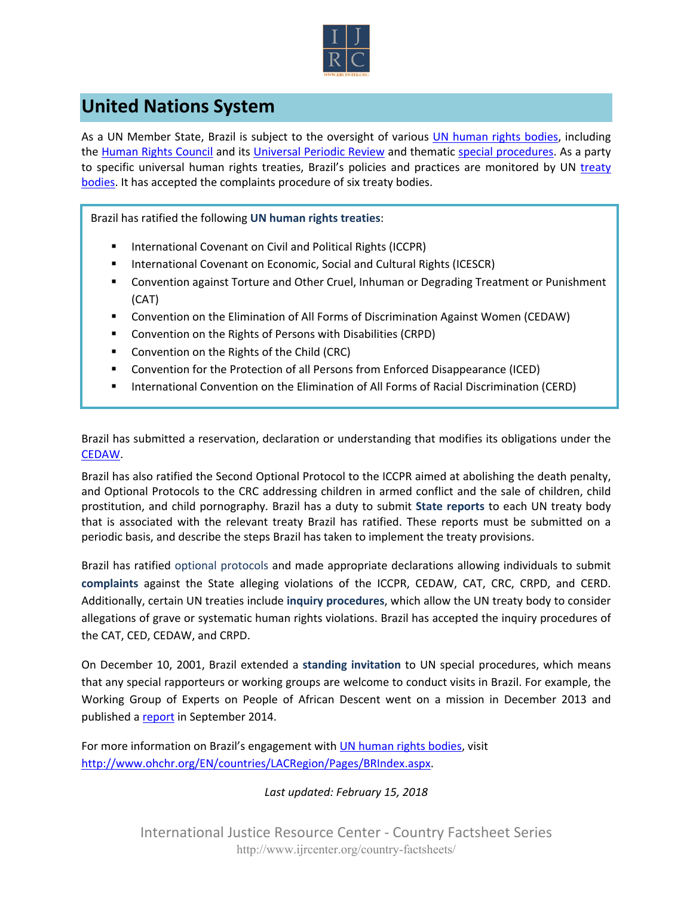## United Nations System

As a UN Member State, Brazil is subject to the oversight of various UN human rights bodies, including the Human Rights Council and its Universal Periodic Review and thematic special procedures. As a party to specific universal human rights treaties, Brazil's policies and practices are monitored by UN treaty bodies. It has accepted the complaints procedure of six treaty bodies.

Brazil has ratified the following **UN human rights treaties**:

- International Covenant on Civil and Political Rights (ICCPR)
- International Covenant on Economic, Social and Cultural Rights (ICESCR)
- Convention against Torture and Other Cruel, Inhuman or Degrading Treatment or Punishment (CAT)
- Convention on the Elimination of All Forms of Discrimination Against Women (CEDAW)
- Convention on the Rights of Persons with Disabilities (CRPD)
- Convention on the Rights of the Child (CRC)
- Convention for the Protection of all Persons from Enforced Disappearance (ICED)
- International Convention on the Elimination of All Forms of Racial Discrimination (CERD)

Brazil has submitted a reservation, declaration or understanding that modifies its obligations under the CEDAW.

Brazil has also ratified the Second Optional Protocol to the ICCPR aimed at abolishing the death penalty, and Optional Protocols to the CRC addressing children in armed conflict and the sale of children, child prostitution, and child pornography. Brazil has a duty to submit **State reports** to each UN treaty body that is associated with the relevant treaty Brazil has ratified. These reports must be submitted on a periodic basis, and describe the steps Brazil has taken to implement the treaty provisions.

Brazil has ratified optional protocols and made appropriate declarations allowing individuals to submit **complaints** against the State alleging violations of the ICCPR, CEDAW, CAT, CRC, CRPD, and CERD. Additionally, certain UN treaties include **inquiry procedures**, which allow the UN treaty body to consider allegations of grave or systematic human rights violations. Brazil has accepted the inquiry procedures of the CAT, CED, CEDAW, and CRPD.

On December 10, 2001, Brazil extended a **standing invitation** to UN special procedures, which means that any special rapporteurs or working groups are welcome to conduct visits in Brazil. For example, the Working Group of Experts on People of African Descent went on a mission in December 2013 and published a report in September 2014.

For more information on Brazil's engagement with UN human rights bodies, visit http://www.ohchr.org/EN/countries/LACRegion/Pages/BRIndex.aspx.

*Last updated: February 15, 2018*